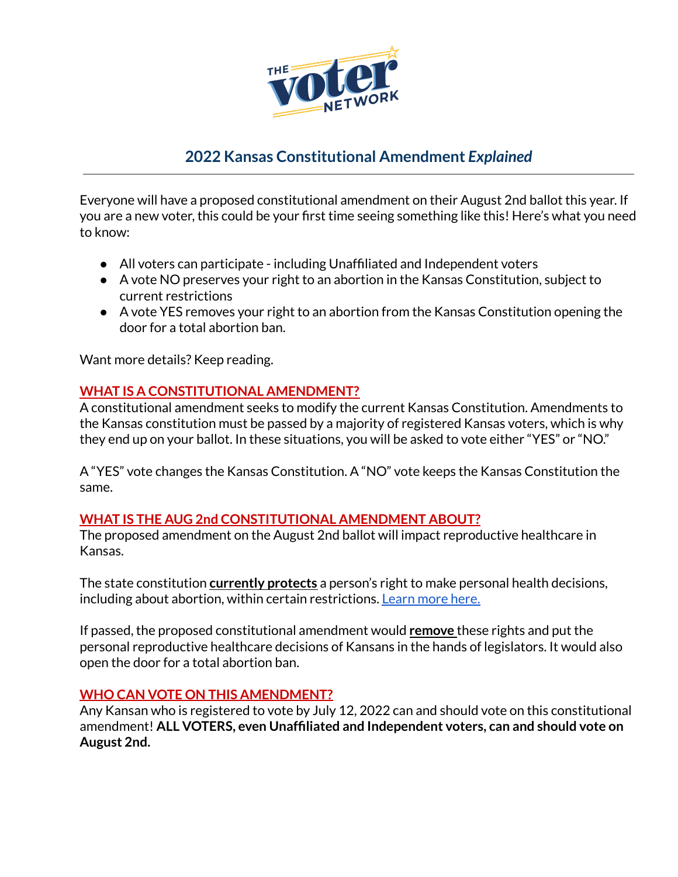THE voter NETWORK

## 2022 Kansas Constitutional Amendment *Explained*

---

Everyone will have a proposed constitutional amendment on their August 2nd ballot this year. If you are a new voter, this could be your first time seeing something like this! Here's what you need to know:

- All voters can participate - including Unaffiliated and Independent voters
- A vote NO preserves your right to an abortion in the Kansas Constitution, subject to current restrictions
- A vote YES removes your right to an abortion from the Kansas Constitution opening the door for a total abortion ban.

Want more details? Keep reading.

### WHAT IS A CONSTITUTIONAL AMENDMENT?

A constitutional amendment seeks to modify the current Kansas Constitution. Amendments to the Kansas constitution must be passed by a majority of registered Kansas voters, which is why they end up on your ballot. In these situations, you will be asked to vote either "YES" or "NO."

A "YES" vote changes the Kansas Constitution. A "NO" vote keeps the Kansas Constitution the same.

### WHAT IS THE AUG 2nd CONSTITUTIONAL AMENDMENT ABOUT?

The proposed amendment on the August 2nd ballot will impact reproductive healthcare in Kansas.

The state constitution **currently protects** a person's right to make personal health decisions, including about abortion, within certain restrictions. Learn more here.

If passed, the proposed constitutional amendment would **remove** these rights and put the personal reproductive healthcare decisions of Kansans in the hands of legislators. It would also open the door for a total abortion ban.

### WHO CAN VOTE ON THIS AMENDMENT?

Any Kansan who is registered to vote by July 12, 2022 can and should vote on this constitutional amendment! **ALL VOTERS, even Unaffiliated and Independent voters, can and should vote on August 2nd.**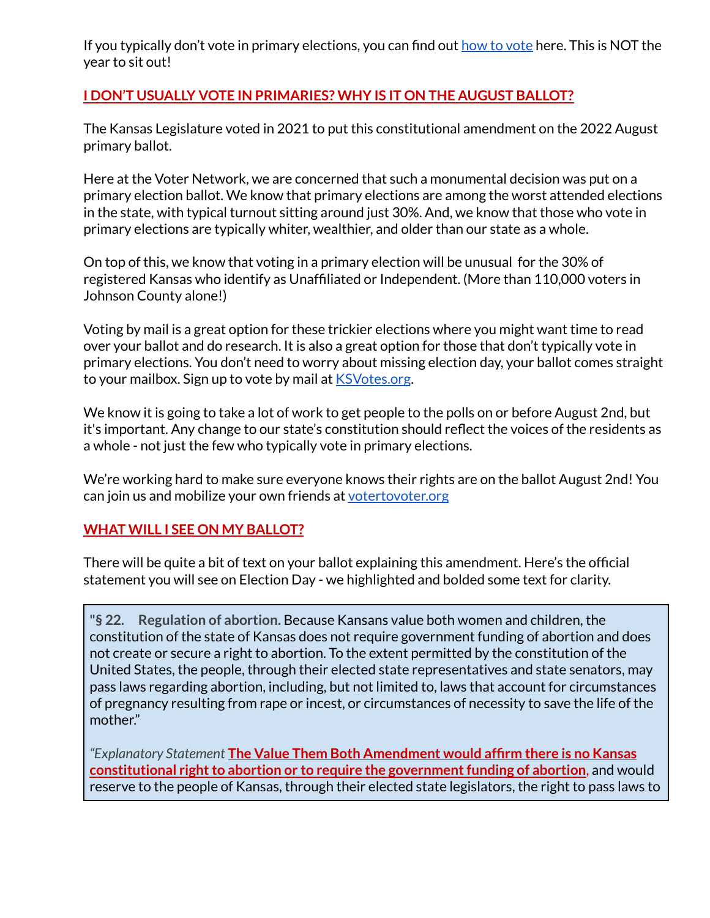If you typically don't vote in primary elections, you can find out [how to vote](#) here. This is NOT the year to sit out!

## I DON'T USUALLY VOTE IN PRIMARIES? WHY IS IT ON THE AUGUST BALLOT?

The Kansas Legislature voted in 2021 to put this constitutional amendment on the 2022 August primary ballot.

Here at the Voter Network, we are concerned that such a monumental decision was put on a primary election ballot. We know that primary elections are among the worst attended elections in the state, with typical turnout sitting around just 30%. And, we know that those who vote in primary elections are typically whiter, wealthier, and older than our state as a whole.

On top of this, we know that voting in a primary election will be unusual for the 30% of registered Kansas who identify as Unaffiliated or Independent. (More than 110,000 voters in Johnson County alone!)

Voting by mail is a great option for these trickier elections where you might want time to read over your ballot and do research. It is also a great option for those that don't typically vote in primary elections. You don't need to worry about missing election day, your ballot comes straight to your mailbox. Sign up to vote by mail at [KSVotes.org](#).

We know it is going to take a lot of work to get people to the polls on or before August 2nd, but it's important. Any change to our state's constitution should reflect the voices of the residents as a whole - not just the few who typically vote in primary elections.

We're working hard to make sure everyone knows their rights are on the ballot August 2nd! You can join us and mobilize your own friends at [votertovoter.org](#)

## WHAT WILL I SEE ON MY BALLOT?

There will be quite a bit of text on your ballot explaining this amendment. Here's the official statement you will see on Election Day - we highlighted and bolded some text for clarity.

> **"§ 22. Regulation of abortion.** Because Kansans value both women and children, the constitution of the state of Kansas does not require government funding of abortion and does not create or secure a right to abortion. To the extent permitted by the constitution of the United States, the people, through their elected state representatives and state senators, may pass laws regarding abortion, including, but not limited to, laws that account for circumstances of pregnancy resulting from rape or incest, or circumstances of necessity to save the life of the mother."
>
> *"Explanatory Statement* **The Value Them Both Amendment would affirm there is no Kansas constitutional right to abortion or to require the government funding of abortion**, and would reserve to the people of Kansas, through their elected state legislators, the right to pass laws to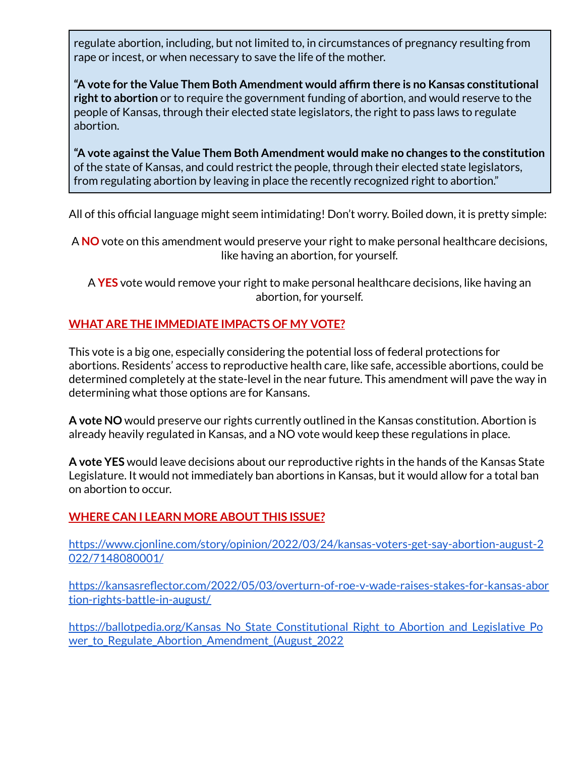regulate abortion, including, but not limited to, in circumstances of pregnancy resulting from rape or incest, or when necessary to save the life of the mother.

**"A vote for the Value Them Both Amendment would affirm there is no Kansas constitutional right to abortion** or to require the government funding of abortion, and would reserve to the people of Kansas, through their elected state legislators, the right to pass laws to regulate abortion.

**"A vote against the Value Them Both Amendment would make no changes to the constitution** of the state of Kansas, and could restrict the people, through their elected state legislators, from regulating abortion by leaving in place the recently recognized right to abortion."

All of this official language might seem intimidating! Don't worry. Boiled down, it is pretty simple:

A **NO** vote on this amendment would preserve your right to make personal healthcare decisions, like having an abortion, for yourself.

A **YES** vote would remove your right to make personal healthcare decisions, like having an abortion, for yourself.

## WHAT ARE THE IMMEDIATE IMPACTS OF MY VOTE?

This vote is a big one, especially considering the potential loss of federal protections for abortions. Residents' access to reproductive health care, like safe, accessible abortions, could be determined completely at the state-level in the near future. This amendment will pave the way in determining what those options are for Kansans.

**A vote NO** would preserve our rights currently outlined in the Kansas constitution. Abortion is already heavily regulated in Kansas, and a NO vote would keep these regulations in place.

**A vote YES** would leave decisions about our reproductive rights in the hands of the Kansas State Legislature. It would not immediately ban abortions in Kansas, but it would allow for a total ban on abortion to occur.

## WHERE CAN I LEARN MORE ABOUT THIS ISSUE?

https://www.cjonline.com/story/opinion/2022/03/24/kansas-voters-get-say-abortion-august-2022/7148080001/

https://kansasreflector.com/2022/05/03/overturn-of-roe-v-wade-raises-stakes-for-kansas-abortion-rights-battle-in-august/

https://ballotpedia.org/Kansas_No_State_Constitutional_Right_to_Abortion_and_Legislative_Power_to_Regulate_Abortion_Amendment_(August_2022